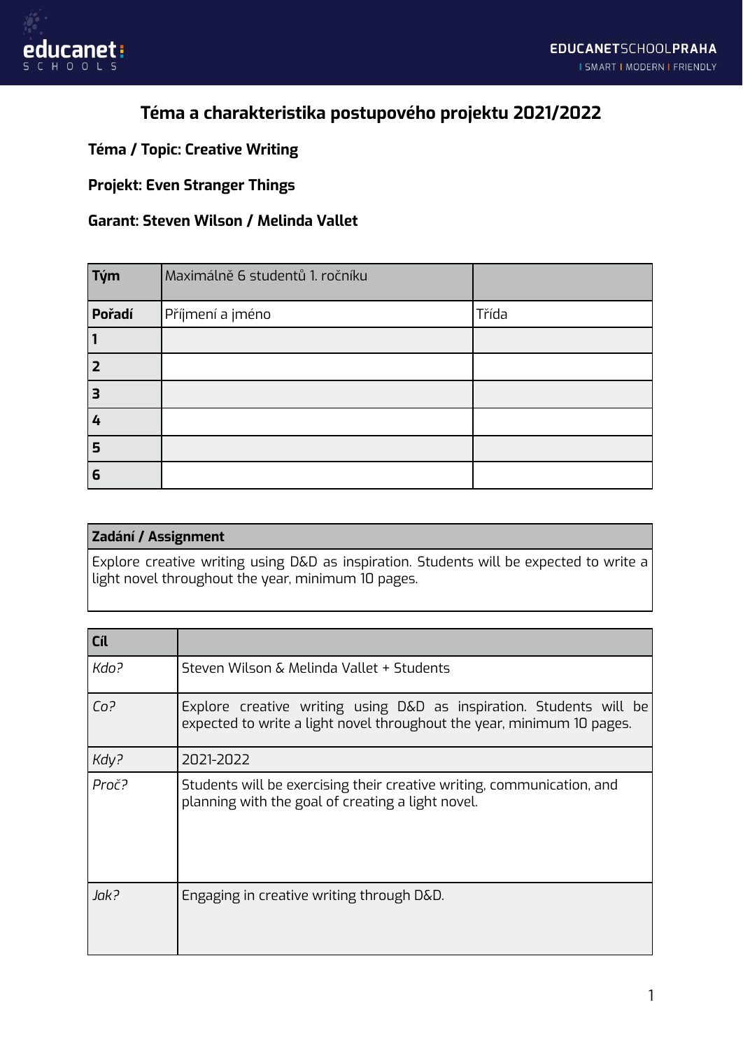# Téma a charakteristika postupového projektu 2021/2022

**Téma / Topic: Creative Writing**

**Projekt: Even Stranger Things**

**Garant: Steven Wilson / Melinda Vallet**

| **Tým** | Maximálně 6 studentů 1. ročníku | |
|---|---|---|
| **Pořadí** | Příjmení a jméno | Třída |
| **1** | | |
| **2** | | |
| **3** | | |
| **4** | | |
| **5** | | |
| **6** | | |

| **Zadání / Assignment** |
|---|
| Explore creative writing using D&D as inspiration. Students will be expected to write a light novel throughout the year, minimum 10 pages. |

| **Cíl** | |
|---|---|
| *Kdo?* | Steven Wilson & Melinda Vallet + Students |
| *Co?* | Explore creative writing using D&D as inspiration. Students will be expected to write a light novel throughout the year, minimum 10 pages. |
| *Kdy?* | 2021-2022 |
| *Proč?* | Students will be exercising their creative writing, communication, and planning with the goal of creating a light novel. |
| *Jak?* | Engaging in creative writing through D&D. |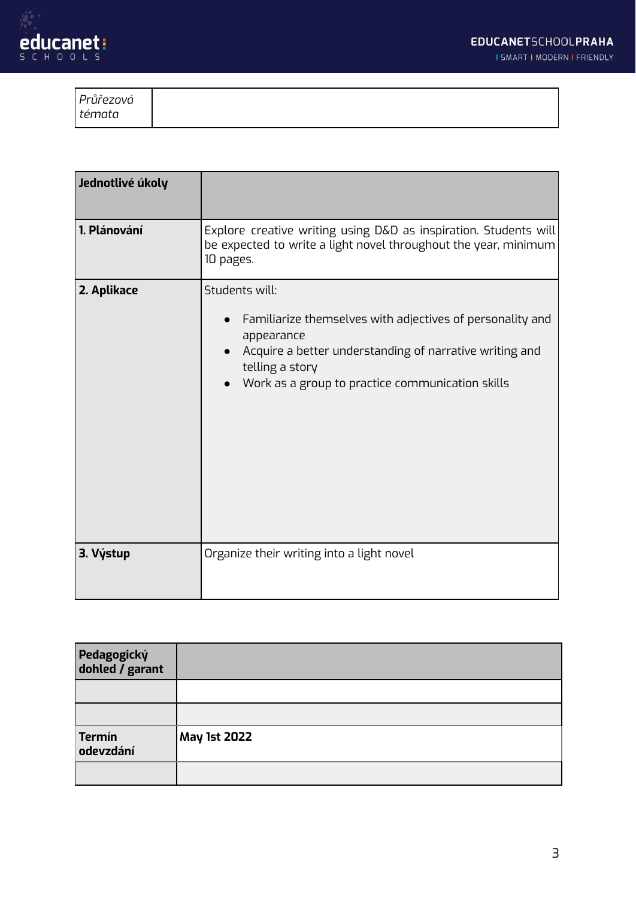| | |
|---|---|
| *Průřezová témata* | |

| Jednotlivé úkoly | |
|---|---|
| **1. Plánování** | Explore creative writing using D&D as inspiration. Students will be expected to write a light novel throughout the year, minimum 10 pages. |
| **2. Aplikace** | Students will:<br>• Familiarize themselves with adjectives of personality and appearance<br>• Acquire a better understanding of narrative writing and telling a story<br>• Work as a group to practice communication skills |
| **3. Výstup** | Organize their writing into a light novel |

| Pedagogický dohled / garant | |
|---|---|
| | |
| | |
| **Termín odevzdání** | **May 1st 2022** |
| | |